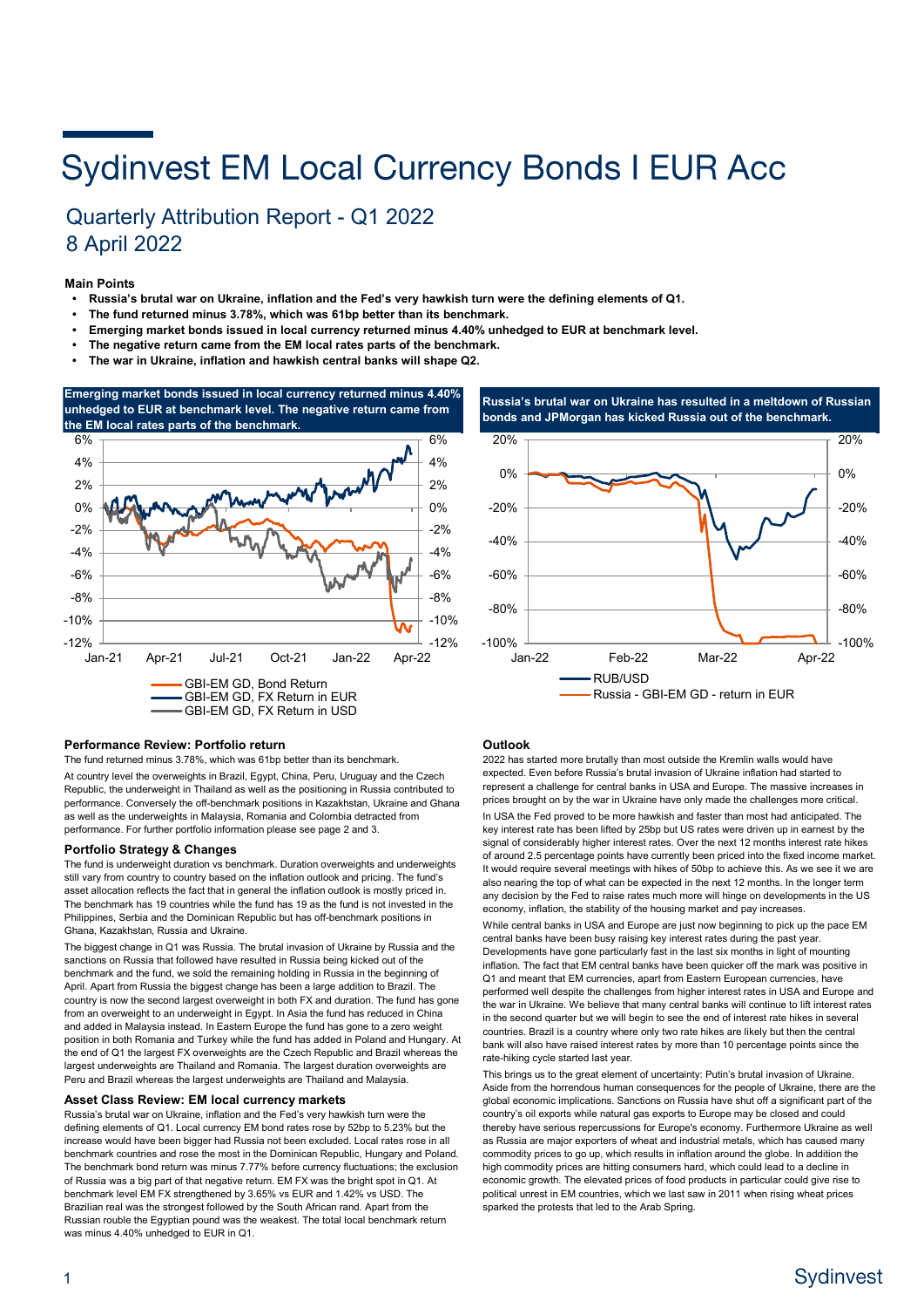# Sydinvest EM Local Currency Bonds I EUR Acc

## Quarterly Attribution Report - Q1 2022
## 8 April 2022

**Main Points**

- **Russia's brutal war on Ukraine, inflation and the Fed's very hawkish turn were the defining elements of Q1.**
- **The fund returned minus 3.78%, which was 61bp better than its benchmark.**
- **Emerging market bonds issued in local currency returned minus 4.40% unhedged to EUR at benchmark level.**
- **The negative return came from the EM local rates parts of the benchmark.**
- **The war in Ukraine, inflation and hawkish central banks will shape Q2.**

**Emerging market bonds issued in local currency returned minus 4.40% unhedged to EUR at benchmark level. The negative return came from the EM local rates parts of the benchmark.**

GBI-EM GD, Bond Return
GBI-EM GD, FX Return in EUR
GBI-EM GD, FX Return in USD

**Russia's brutal war on Ukraine has resulted in a meltdown of Russian bonds and JPMorgan has kicked Russia out of the benchmark.**

RUB/USD
Russia - GBI-EM GD - return in EUR

### Performance Review: Portfolio return

The fund returned minus 3.78%, which was 61bp better than its benchmark.

At country level the overweights in Brazil, Egypt, China, Peru, Uruguay and the Czech Republic, the underweight in Thailand as well as the positioning in Russia contributed to performance. Conversely the off-benchmark positions in Kazakhstan, Ukraine and Ghana as well as the underweights in Malaysia, Romania and Colombia detracted from performance. For further portfolio information please see page 2 and 3.

### Portfolio Strategy & Changes

The fund is underweight duration vs benchmark. Duration overweights and underweights still vary from country to country based on the inflation outlook and pricing. The fund's asset allocation reflects the fact that in general the inflation outlook is mostly priced in. The benchmark has 19 countries while the fund has 19 as the fund is not invested in the Philippines, Serbia and the Dominican Republic but has off-benchmark positions in Ghana, Kazakhstan, Russia and Ukraine.

The biggest change in Q1 was Russia. The brutal invasion of Ukraine by Russia and the sanctions on Russia that followed have resulted in Russia being kicked out of the benchmark and the fund, we sold the remaining holding in Russia in the beginning of April. Apart from Russia the biggest change has been a large addition to Brazil. The country is now the second largest overweight in both FX and duration. The fund has gone from an overweight to an underweight in Egypt. In Asia the fund has reduced in China and added in Malaysia instead. In Eastern Europe the fund has gone to a zero weight position in both Romania and Turkey while the fund has added in Poland and Hungary. At the end of Q1 the largest FX overweights are the Czech Republic and Brazil whereas the largest underweights are Thailand and Romania. The largest duration overweights are Peru and Brazil whereas the largest underweights are Thailand and Malaysia.

### Asset Class Review: EM local currency markets

Russia's brutal war on Ukraine, inflation and the Fed's very hawkish turn were the defining elements of Q1. Local currency EM bond rates rose by 52bp to 5.23% but the increase would have been bigger had Russia not been excluded. Local rates rose in all benchmark countries and rose the most in the Dominican Republic, Hungary and Poland. The benchmark bond return was minus 7.77% before currency fluctuations; the exclusion of Russia was a big part of that negative return. EM FX was the bright spot in Q1. At benchmark level EM FX strengthened by 3.65% vs EUR and 1.42% vs USD. The Brazilian real was the strongest followed by the South African rand. Apart from the Russian rouble the Egyptian pound was the weakest. The total local benchmark return was minus 4.40% unhedged to EUR in Q1.

### Outlook

2022 has started more brutally than most outside the Kremlin walls would have expected. Even before Russia's brutal invasion of Ukraine inflation had started to represent a challenge for central banks in USA and Europe. The massive increases in prices brought on by the war in Ukraine have only made the challenges more critical.

In USA the Fed proved to be more hawkish and faster than most had anticipated. The key interest rate has been lifted by 25bp but US rates were driven up in earnest by the signal of considerably higher interest rates. Over the next 12 months interest rate hikes of around 2.5 percentage points have currently been priced into the fixed income market. It would require several meetings with hikes of 50bp to achieve this. As we see it we are also nearing the top of what can be expected in the next 12 months. In the longer term any decision by the Fed to raise rates much more will hinge on developments in the US economy, inflation, the stability of the housing market and pay increases.

While central banks in USA and Europe are just now beginning to pick up the pace EM central banks have been busy raising key interest rates during the past year. Developments have gone particularly fast in the last six months in light of mounting inflation. The fact that EM central banks have been quicker off the mark was positive in Q1 and meant that EM currencies, apart from Eastern European currencies, have performed well despite the challenges from higher interest rates in USA and Europe and the war in Ukraine. We believe that many central banks will continue to lift interest rates in the second quarter but we will begin to see the end of interest rate hikes in several countries. Brazil is a country where only two rate hikes are likely but then the central bank will also have raised interest rates by more than 10 percentage points since the rate-hiking cycle started last year.

This brings us to the great element of uncertainty: Putin's brutal invasion of Ukraine. Aside from the horrendous human consequences for the people of Ukraine, there are the global economic implications. Sanctions on Russia have shut off a significant part of the country's oil exports while natural gas exports to Europe may be closed and could thereby have serious repercussions for Europe's economy. Furthermore Ukraine as well as Russia are major exporters of wheat and industrial metals, which has caused many commodity prices to go up, which results in inflation around the globe. In addition the high commodity prices are hitting consumers hard, which could lead to a decline in economic growth. The elevated prices of food products in particular could give rise to political unrest in EM countries, which we last saw in 2011 when rising wheat prices sparked the protests that led to the Arab Spring.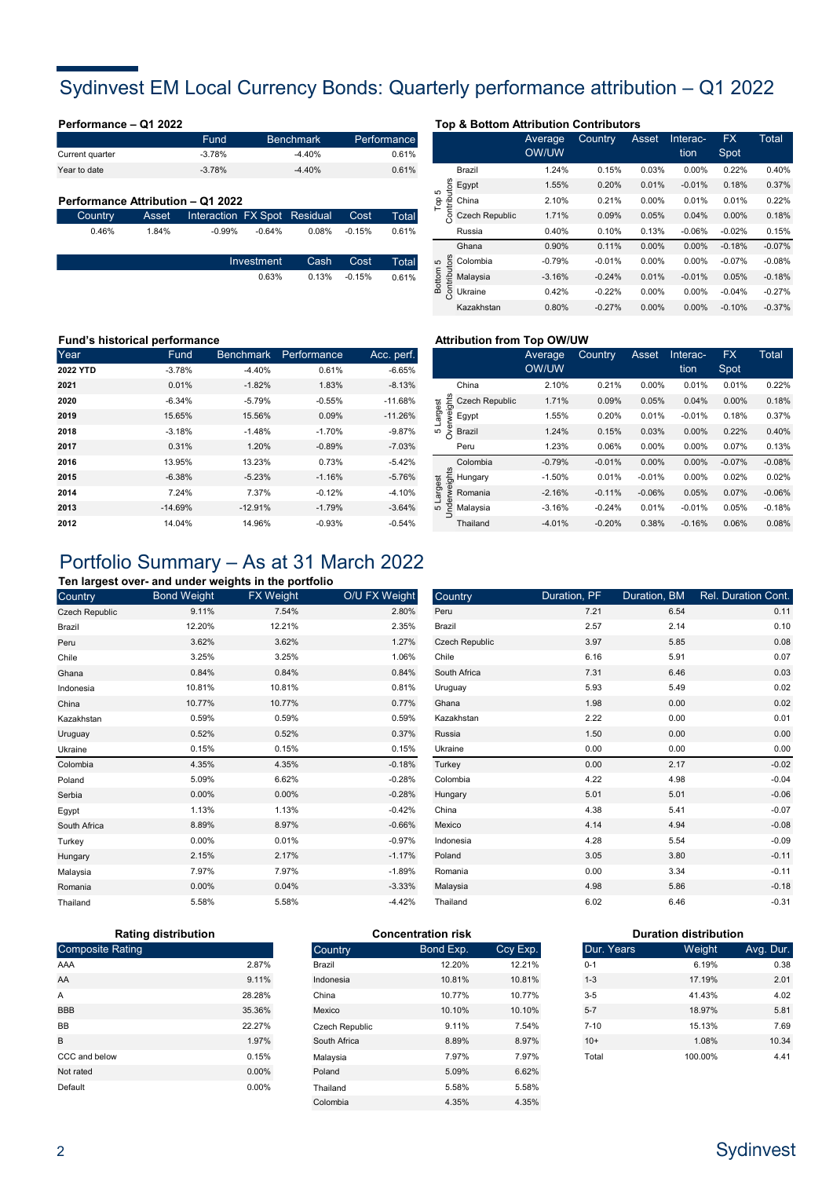# Sydinvest EM Local Currency Bonds: Quarterly performance attribution – Q1 2022

### Performance – Q1 2022

| | Fund | Benchmark | Performance |
|---|---|---|---|
| Current quarter | -3.78% | -4.40% | 0.61% |
| Year to date | -3.78% | -4.40% | 0.61% |

### Performance Attribution – Q1 2022

| Country | Asset | Interaction | FX Spot | Residual | Cost | Total |
|---|---|---|---|---|---|---|
| 0.46% | 1.84% | -0.99% | -0.64% | 0.08% | -0.15% | 0.61% |

| Investment | Cash | Cost | Total |
|---|---|---|---|
| 0.63% | 0.13% | -0.15% | 0.61% |

### Top & Bottom Attribution Contributors

| | | Average OW/UW | Country | Asset | Interaction | FX Spot | Total |
|---|---|---|---|---|---|---|---|
| Top 5 Contributors | Brazil | 1.24% | 0.15% | 0.03% | 0.00% | 0.22% | 0.40% |
| | Egypt | 1.55% | 0.20% | 0.01% | -0.01% | 0.18% | 0.37% |
| | China | 2.10% | 0.21% | 0.00% | 0.01% | 0.01% | 0.22% |
| | Czech Republic | 1.71% | 0.09% | 0.05% | 0.04% | 0.00% | 0.18% |
| | Russia | 0.40% | 0.10% | 0.13% | -0.06% | -0.02% | 0.15% |
| Bottom 5 Contributors | Ghana | 0.90% | 0.11% | 0.00% | 0.00% | -0.18% | -0.07% |
| | Colombia | -0.79% | -0.01% | 0.00% | 0.00% | -0.07% | -0.08% |
| | Malaysia | -3.16% | -0.24% | 0.01% | -0.01% | 0.05% | -0.18% |
| | Ukraine | 0.42% | -0.22% | 0.00% | 0.00% | -0.04% | -0.27% |
| | Kazakhstan | 0.80% | -0.27% | 0.00% | 0.00% | -0.10% | -0.37% |

### Fund's historical performance

| Year | Fund | Benchmark | Performance | Acc. perf. |
|---|---|---|---|---|
| **2022 YTD** | -3.78% | -4.40% | 0.61% | -6.65% |
| **2021** | 0.01% | -1.82% | 1.83% | -8.13% |
| **2020** | -6.34% | -5.79% | -0.55% | -11.68% |
| **2019** | 15.65% | 15.56% | 0.09% | -11.26% |
| **2018** | -3.18% | -1.48% | -1.70% | -9.87% |
| **2017** | 0.31% | 1.20% | -0.89% | -7.03% |
| **2016** | 13.95% | 13.23% | 0.73% | -5.42% |
| **2015** | -6.38% | -5.23% | -1.16% | -5.76% |
| **2014** | 7.24% | 7.37% | -0.12% | -4.10% |
| **2013** | -14.69% | -12.91% | -1.79% | -3.64% |
| **2012** | 14.04% | 14.96% | -0.93% | -0.54% |

### Attribution from Top OW/UW

| | | Average OW/UW | Country | Asset | Interaction | FX Spot | Total |
|---|---|---|---|---|---|---|---|
| 5 Largest Overweights | China | 2.10% | 0.21% | 0.00% | 0.01% | 0.01% | 0.22% |
| | Czech Republic | 1.71% | 0.09% | 0.05% | 0.04% | 0.00% | 0.18% |
| | Egypt | 1.55% | 0.20% | 0.01% | -0.01% | 0.18% | 0.37% |
| | Brazil | 1.24% | 0.15% | 0.03% | 0.00% | 0.22% | 0.40% |
| | Peru | 1.23% | 0.06% | 0.00% | 0.00% | 0.07% | 0.13% |
| 5 Largest Underweights | Colombia | -0.79% | -0.01% | 0.00% | 0.00% | -0.07% | -0.08% |
| | Hungary | -1.50% | 0.01% | -0.01% | 0.00% | 0.02% | 0.02% |
| | Romania | -2.16% | -0.11% | -0.06% | 0.05% | 0.07% | -0.06% |
| | Malaysia | -3.16% | -0.24% | 0.01% | -0.01% | 0.05% | -0.18% |
| | Thailand | -4.01% | -0.20% | 0.38% | -0.16% | 0.06% | 0.08% |

# Portfolio Summary – As at 31 March 2022

### Ten largest over- and under weights in the portfolio

| Country | Bond Weight | FX Weight | O/U FX Weight |
|---|---|---|---|
| Czech Republic | 9.11% | 7.54% | 2.80% |
| Brazil | 12.20% | 12.21% | 2.35% |
| Peru | 3.62% | 3.62% | 1.27% |
| Chile | 3.25% | 3.25% | 1.06% |
| Ghana | 0.84% | 0.84% | 0.84% |
| Indonesia | 10.81% | 10.81% | 0.81% |
| China | 10.77% | 10.77% | 0.77% |
| Kazakhstan | 0.59% | 0.59% | 0.59% |
| Uruguay | 0.52% | 0.52% | 0.37% |
| Ukraine | 0.15% | 0.15% | 0.15% |
| Colombia | 4.35% | 4.35% | -0.18% |
| Poland | 5.09% | 6.62% | -0.28% |
| Serbia | 0.00% | 0.00% | -0.28% |
| Egypt | 1.13% | 1.13% | -0.42% |
| South Africa | 8.89% | 8.97% | -0.66% |
| Turkey | 0.00% | 0.01% | -0.97% |
| Hungary | 2.15% | 2.17% | -1.17% |
| Malaysia | 7.97% | 7.97% | -1.89% |
| Romania | 0.00% | 0.04% | -3.33% |
| Thailand | 5.58% | 5.58% | -4.42% |

| Country | Duration, PF | Duration, BM | Rel. Duration Cont. |
|---|---|---|---|
| Peru | 7.21 | 6.54 | 0.11 |
| Brazil | 2.57 | 2.14 | 0.10 |
| Czech Republic | 3.97 | 5.85 | 0.08 |
| Chile | 6.16 | 5.91 | 0.07 |
| South Africa | 7.31 | 6.46 | 0.03 |
| Uruguay | 5.93 | 5.49 | 0.02 |
| Ghana | 1.98 | 0.00 | 0.02 |
| Kazakhstan | 2.22 | 0.00 | 0.01 |
| Russia | 1.50 | 0.00 | 0.00 |
| Ukraine | 0.00 | 0.00 | 0.00 |
| Turkey | 0.00 | 2.17 | -0.02 |
| Colombia | 4.22 | 4.98 | -0.04 |
| Hungary | 5.01 | 5.01 | -0.06 |
| China | 4.38 | 5.41 | -0.07 |
| Mexico | 4.14 | 4.94 | -0.08 |
| Indonesia | 4.28 | 5.54 | -0.09 |
| Poland | 3.05 | 3.80 | -0.11 |
| Romania | 0.00 | 3.34 | -0.11 |
| Malaysia | 4.98 | 5.86 | -0.18 |
| Thailand | 6.02 | 6.46 | -0.31 |

### Rating distribution

| Composite Rating | |
|---|---|
| AAA | 2.87% |
| AA | 9.11% |
| A | 28.28% |
| BBB | 35.36% |
| BB | 22.27% |
| B | 1.97% |
| CCC and below | 0.15% |
| Not rated | 0.00% |
| Default | 0.00% |

### Concentration risk

| Country | Bond Exp. | Ccy Exp. |
|---|---|---|
| Brazil | 12.20% | 12.21% |
| Indonesia | 10.81% | 10.81% |
| China | 10.77% | 10.77% |
| Mexico | 10.10% | 10.10% |
| Czech Republic | 9.11% | 7.54% |
| South Africa | 8.89% | 8.97% |
| Malaysia | 7.97% | 7.97% |
| Poland | 5.09% | 6.62% |
| Thailand | 5.58% | 5.58% |
| Colombia | 4.35% | 4.35% |

### Duration distribution

| Dur. Years | Weight | Avg. Dur. |
|---|---|---|
| 0-1 | 6.19% | 0.38 |
| 1-3 | 17.19% | 2.01 |
| 3-5 | 41.43% | 4.02 |
| 5-7 | 18.97% | 5.81 |
| 7-10 | 15.13% | 7.69 |
| 10+ | 1.08% | 10.34 |
| Total | 100.00% | 4.41 |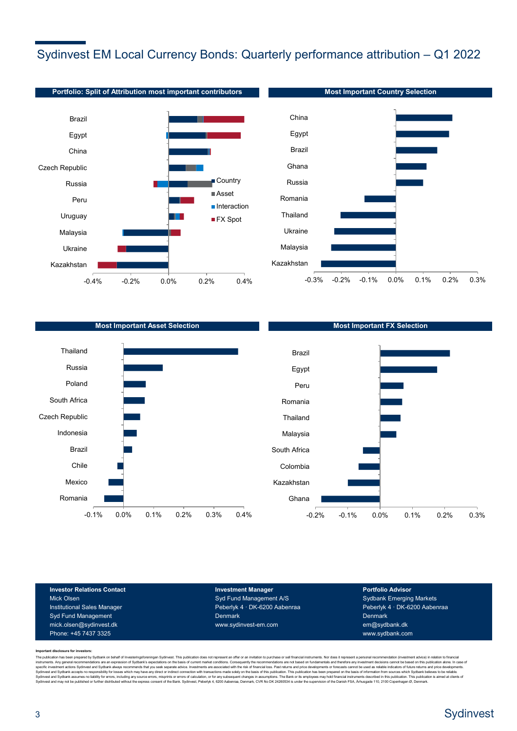# Sydinvest EM Local Currency Bonds: Quarterly performance attribution – Q1 2022

**Portfolio: Split of Attribution most important contributors**

Brazil
Egypt
China
Czech Republic
Russia
Peru
Uruguay
Malaysia
Ukraine
Kazakhstan

Country
Asset
Interaction
FX Spot

-0.4% -0.2% 0.0% 0.2% 0.4%

**Most Important Country Selection**

China
Egypt
Brazil
Ghana
Russia
Romania
Thailand
Ukraine
Malaysia
Kazakhstan

-0.3% -0.2% -0.1% 0.0% 0.1% 0.2% 0.3%

**Most Important Asset Selection**

Thailand
Russia
Poland
South Africa
Czech Republic
Indonesia
Brazil
Chile
Mexico
Romania

-0.1% 0.0% 0.1% 0.2% 0.3% 0.4%

**Most Important FX Selection**

Brazil
Egypt
Peru
Romania
Thailand
Malaysia
South Africa
Colombia
Kazakhstan
Ghana

-0.2% -0.1% 0.0% 0.1% 0.2% 0.3%

**Investor Relations Contact**
Mick Olsen
Institutional Sales Manager
Syd Fund Management
mick.olsen@sydinvest.dk
Phone: +45 7437 3325

**Investment Manager**
Syd Fund Management A/S
Peberlyk 4 · DK-6200 Aabenraa
Denmark
www.sydinvest-em.com

**Portfolio Advisor**
Sydbank Emerging Markets
Peberlyk 4 · DK-6200 Aabenraa
Denmark
em@sydbank.dk
www.sydbank.com

**Important disclosure for investors:**

The publication has been prepared by Sydbank on behalf of Investeringsforeningen Sydinvest. This publication does not represent an offer or an invitation to purchase or sell financial instruments. Nor does it represent a personal recommendation (investment advice) in relation to financial instruments. Any general recommendations are an expression of Sydbank's expectations on the basis of current market conditions. Consequently the recommendations are not based on fundamentals and therefore any investment decisions cannot be based on this publication alone. In case of specific investment actions Sydinvest and Sydbank always recommends that you seek separate advice. Investments are associated with the risk of financial loss. Past returns and price developments or forecasts cannot be used as reliable indicators of future returns and price developments. Sydinvest and Sydbank accepts no responsibility for losses which may have any direct or indirect connection with transactions made solely on the basis of this publication. This publication has been prepared on the basis of information from sources which Sydbank believes to be reliable. Sydinvest and Sydbank assumes no liability for errors, including any source errors, misprints or errors of calculation, or for any subsequent changes in assumptions. The Bank or its employees may hold financial instruments described in this publication. This publication is aimed at clients of Sydinvest and may not be published or further distributed without the express consent of the Bank. Sydinvest, Peberlyk 4, 6200 Aabenraa, Denmark, CVR No DK 24260534 is under the supervision of the Danish FSA, Århusgade 110, 2100 Copenhagen Ø, Denmark.